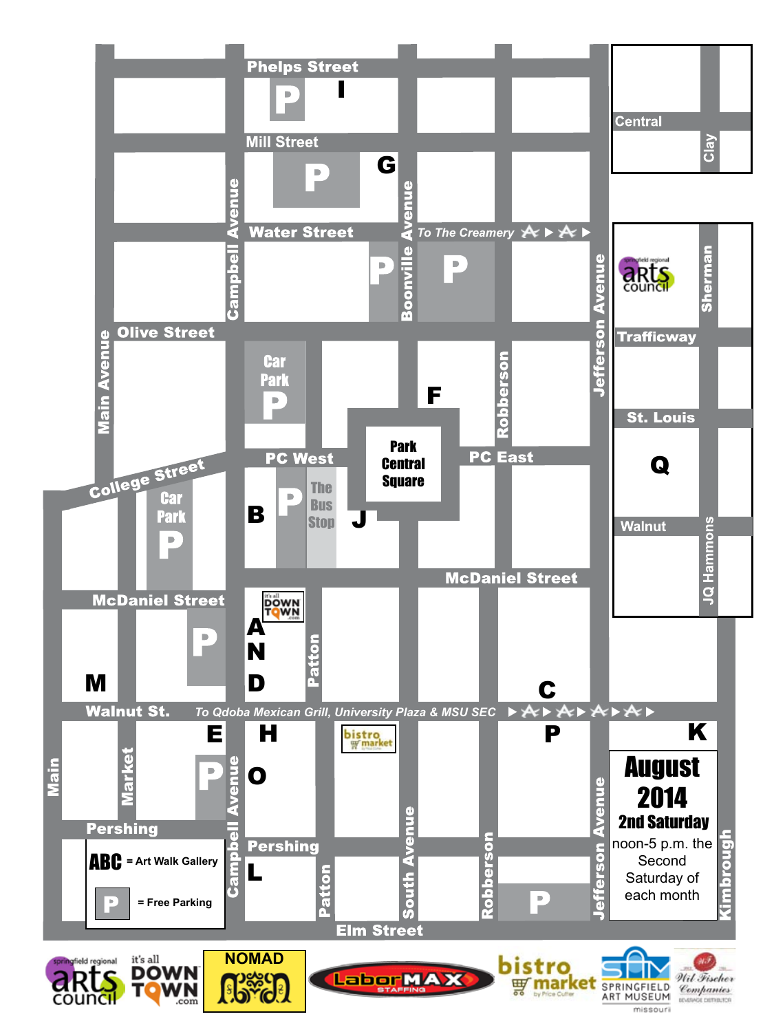Phelps Street

Mill Street

Water Street

To The Creamery

Olive Street

Campbell Avenue

Boonville Avenue

Main Avenue

Jefferson Avenue

Robberson

Car Park

P

Park Central Square

PC West

PC East

College Street

The Bus Stop

McDaniel Street

Patton

Walnut St.

To Qdoba Mexican Grill, University Plaza & MSU SEC

Market

Main

Pershing

South Avenue

Elm Street

Kimbrough

Central

Clay

Sherman

Trafficway

St. Louis

Walnut

JQ Hammons

A, B, C, D, E, F, G, H, I, J, K, L, M, N, O, P, Q

ABC = Art Walk Gallery

P = Free Parking

# August 2014

## 2nd Saturday

noon-5 p.m. the Second Saturday of each month

springfield regional arts council | it's all DOWNTOWN .com | NOMAD | LaborMAX STAFFING | bistro market by Price Cutter | SAM SPRINGFIELD ART MUSEUM missouri | Wil Fischer Companies BEVERAGE DISTRIBUTOR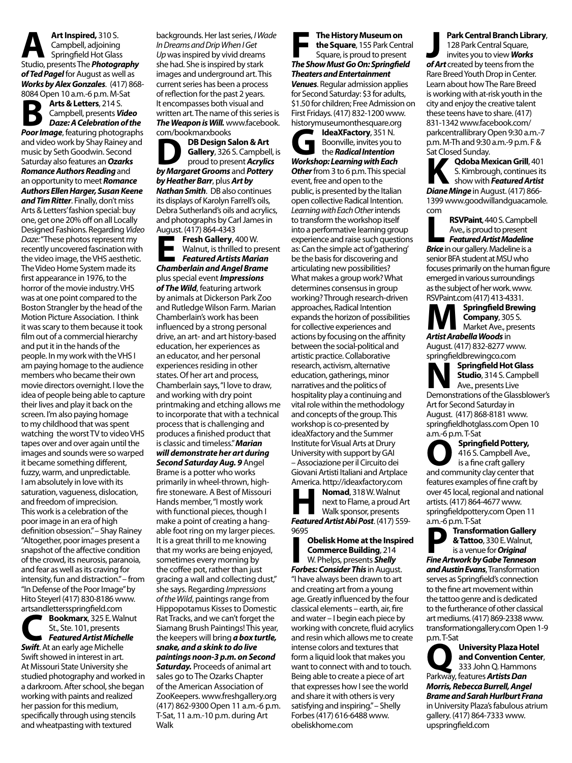**A** **Art Inspired,** 310 S. Campbell, adjoining Springfield Hot Glass Studio, presents The ***Photography of Ted Pagel*** for August as well as ***Works by Alex Gonzales***. (417) 868-8084 Open 10 a.m.-6 p.m. M-Sat

**B** **Arts & Letters**, 214 S. Campbell, presents ***Video Daze: A Celebration of the Poor Image***, featuring photographs and video work by Shay Rainey and music by Seth Goodwin. Second Saturday also features an ***Ozarks Romance Authors Reading*** and an opportunity to meet ***Romance Authors Ellen Harger, Susan Keene and Tim Ritter***. Finally, don't miss Arts & Letters' fashion special: buy one, get one 20% off on all Locally Designed Fashions. Regarding *Video Daze:* "These photos represent my recently uncovered fascination with the video image, the VHS aesthetic. The Video Home System made its first appearance in 1976, to the horror of the movie industry. VHS was at one point compared to the Boston Strangler by the head of the Motion Picture Association. I think it was scary to them because it took film out of a commercial hierarchy and put it in the hands of the people. In my work with the VHS I am paying homage to the audience members who became their own movie directors overnight. I love the idea of people being able to capture their lives and play it back on the screen. I'm also paying homage to my childhood that was spent watching the worst TV to video VHS tapes over and over again until the images and sounds were so warped it became something different, fuzzy, warm, and unpredictable. I am absolutely in love with its saturation, vagueness, dislocation, and freedom of imprecision. This work is a celebration of the poor image in an era of high definition obsession." – Shay Rainey "Altogether, poor images present a snapshot of the affective condition of the crowd, its neurosis, paranoia, and fear as well as its craving for intensity, fun and distraction." – from "In Defense of the Poor Image" by Hito Steyerl (417) 830-8186 www.artsandlettersspringfield.com

**C** **Bookmarx**, 325 E. Walnut St., Ste. 101, presents ***Featured Artist Michelle Swift***. At an early age Michelle Swift showed in interest in art. At Missouri State University she studied photography and worked in a darkroom. After school, she began working with paints and realized her passion for this medium, specifically through using stencils and wheatpasting with textured backgrounds. Her last series, *I Wade In Dreams and Drip When I Get Up* was inspired by vivid dreams she had. She is inspired by stark images and underground art. This current series has been a process of reflection for the past 2 years. It encompasses both visual and written art. The name of this series is ***The Weapon is Will.*** www.facebook.com/bookmarxbooks

**D** **DB Design Salon & Art Gallery**, 326 S. Campbell, is proud to present ***Acrylics by Margaret Grooms*** and ***Pottery by Heather Barr***, plus ***Art by Nathan Smith***. DB also continues its displays of Karolyn Farrell's oils, Debra Sutherland's oils and acrylics, and photographs by Carl James in August. (417) 864-4343

**E** **Fresh Gallery**, 400 W. Walnut, is thrilled to present ***Featured Artists Marian Chamberlain and Angel Brame*** plus special event ***Impressions of The Wild***, featuring artwork by animals at Dickerson Park Zoo and Rutledge Wilson Farm. Marian Chamberlain's work has been influenced by a strong personal drive, an art- and art history-based education, her experiences as an educator, and her personal experiences residing in other states. Of her art and process, Chamberlain says, "I love to draw, and working with dry point printmaking and etching allows me to incorporate that with a technical process that is challenging and produces a finished product that is classic and timeless." ***Marian will demonstrate her art during Second Saturday Aug. 9*** Angel Brame is a potter who works primarily in wheel-thrown, high-fire stoneware. A Best of Missouri Hands member, "I mostly work with functional pieces, though I make a point of creating a hang-able foot ring on my larger pieces. It is a great thrill to me knowing that my works are being enjoyed, sometimes every morning by the coffee pot, rather than just gracing a wall and collecting dust," she says. Regarding *Impressions of the Wild*, paintings range from Hippopotamus Kisses to Domestic Rat Tracks, and we can't forget the Siamang Brush Paintings! This year, the keepers will bring ***a box turtle, snake, and a skink to do live paintings noon-3 p.m. on Second Saturday.*** Proceeds of animal art sales go to The Ozarks Chapter of the American Association of ZooKeepers. www.freshgallery.org (417) 862-9300 Open 11 a.m.-6 p.m. T-Sat, 11 a.m.-10 p.m. during Art Walk

**F** **The History Museum on the Square**, 155 Park Central Square, is proud to present ***The Show Must Go On: Springfield Theaters and Entertainment Venues***. Regular admission applies for Second Saturday: $3 for adults, $1.50 for children; Free Admission on First Fridays. (417) 832-1200 www.historymuseumonthesquare.org

**G** **IdeaXFactory**, 351 N. Boonville, invites you to the ***Radical Intention Workshop: Learning with Each Other*** from 3 to 6 p.m. This special event, free and open to the public, is presented by the Italian open collective Radical Intention. *Learning with Each Other* intends to transform the workshop itself into a performative learning group experience and raise such questions as: Can the simple act of 'gathering' be the basis for discovering and articulating new possibilities? What makes a group work? What determines consensus in group working? Through research-driven approaches, Radical Intention expands the horizon of possibilities for collective experiences and actions by focusing on the affinity between the social-political and artistic practice. Collaborative research, activism, alternative education, gatherings, minor narratives and the politics of hospitality play a continuing and vital role within the methodology and concepts of the group. This workshop is co-presented by ideaXfactory and the Summer Institute for Visual Arts at Drury University with support by GAI – Associazione per il Circuito dei Giovani Artisti Italiani and Artplace America. http://ideaxfactory.com

**H** **Nomad**, 318 W. Walnut next to Flame, a proud Art Walk sponsor, presents ***Featured Artist Abi Post***. (417) 559-9695

**I** **Obelisk Home at the Inspired Commerce Building**, 214 W. Phelps, presents ***Shelly Forbes: Consider This*** in August. "I have always been drawn to art and creating art from a young age. Greatly influenced by the four classical elements – earth, air, fire and water – I begin each piece by working with concrete, fluid acrylics and resin which allows me to create intense colors and textures that form a liquid look that makes you want to connect with and to touch. Being able to create a piece of art that expresses how I see the world and share it with others is very satisfying and inspiring." – Shelly Forbes (417) 616-6488 www.obeliskhome.com

**J** **Park Central Branch Library**, 128 Park Central Square, invites you to view ***Works of Art*** created by teens from the Rare Breed Youth Drop in Center. Learn about how The Rare Breed is working with at-risk youth in the city and enjoy the creative talent these teens have to share. (417) 831-1342 www.facebook.com/parkcentrallibrary Open 9:30 a.m.-7 p.m. M-Th and 9:30 a.m.-9 p.m. F & Sat Closed Sunday.

**K** **Qdoba Mexican Grill**, 401 S. Kimbrough, continues its show with ***Featured Artist Diane Minge*** in August. (417) 866-1399 www.goodwillandguacamole.com

**L** **RSVPaint**, 440 S. Campbell Ave., is proud to present ***Featured Artist Madeline Brice*** in our gallery. Madeline is a senior BFA student at MSU who focuses primarily on the human figure emerged in various surroundings as the subject of her work. www.RSVPaint.com (417) 413-4331.

**M** **Springfield Brewing Company**, 305 S. Market Ave., presents ***Artist Arabella Woods*** in August. (417) 832-8277 www.springfieldbrewingco.com

**N** **Springfield Hot Glass Studio**, 314 S. Campbell Ave., presents Live Demonstrations of the Glassblower's Art for Second Saturday in August. (417) 868-8181 www.springfieldhotglass.com Open 10 a.m.-6 p.m. T-Sat

**O** **Springfield Pottery,** 416 S. Campbell Ave., is a fine craft gallery and community clay center that features examples of fine craft by over 45 local, regional and national artists. (417) 864-4677 www.springfieldpottery.com Open 11 a.m.-6 p.m. T-Sat

**P** **Transformation Gallery & Tattoo**, 330 E. Walnut, is a venue for ***Original Fine Artwork by Gabe Tenneson and Austin Evans***, Transformation serves as Springfield's connection to the fine art movement within the tattoo genre and is dedicated to the furtherance of other classical art mediums. (417) 869-2338 www.transformationgallery.com Open 1-9 p.m. T-Sat

**Q** **University Plaza Hotel and Convention Center**, 333 John Q. Hammons Parkway, features ***Artists Dan Morris, Rebecca Burrell, Angel Brame and Sarah Hurlburt Frana*** in University Plaza's fabulous atrium gallery. (417) 864-7333 www.upspringfield.com